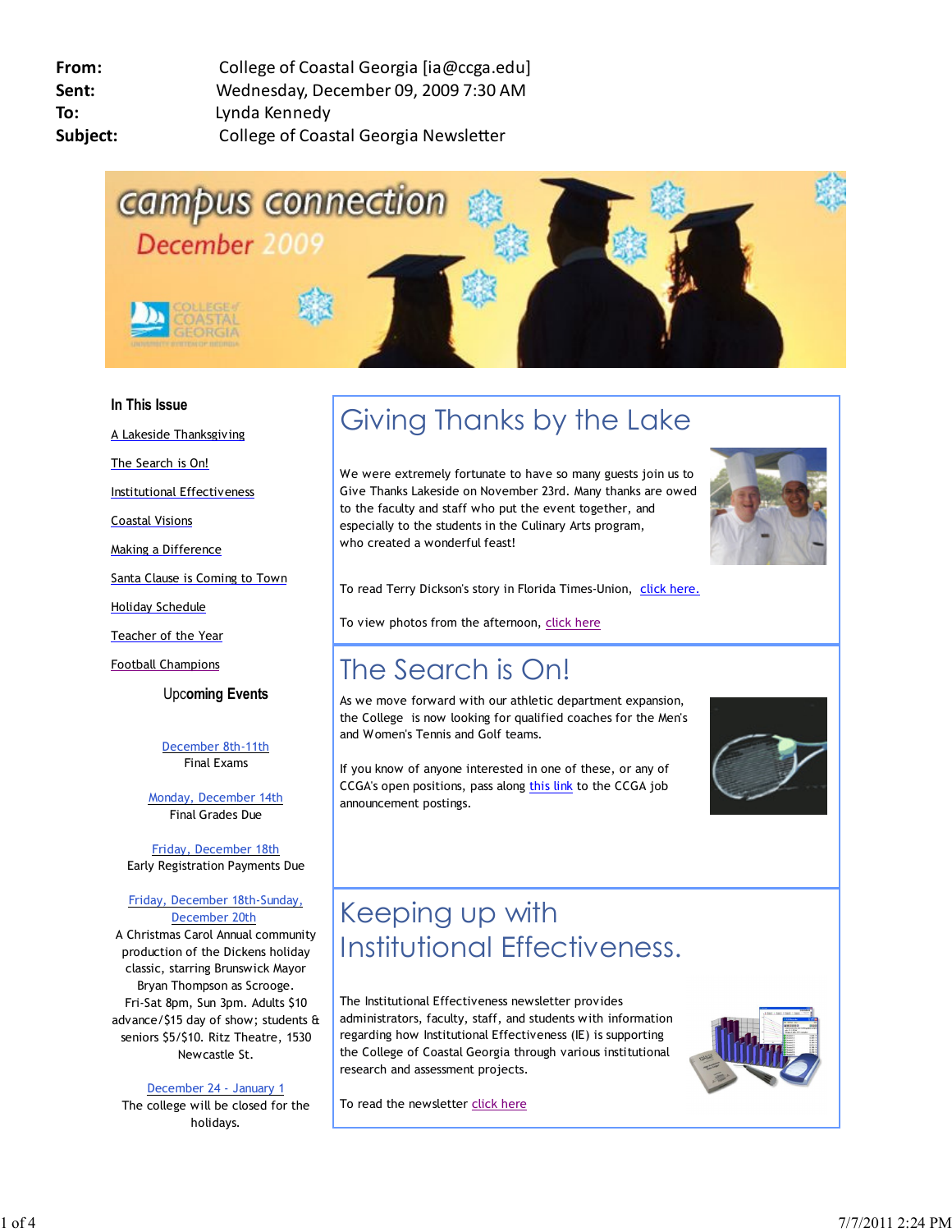**From:** College of Coastal Georgia [ia@ccga.edu]
**Sent:** Wednesday, December 09, 2009 7:30 AM
**To:** Lynda Kennedy
**Subject:** College of Coastal Georgia Newsletter

campus connection
December 2009

COLLEGE of COASTAL GEORGIA

### In This Issue

- A Lakeside Thanksgiving
- The Search is On!
- Institutional Effectiveness
- Coastal Visions
- Making a Difference
- Santa Clause is Coming to Town
- Holiday Schedule
- Teacher of the Year
- Football Champions

### Upcoming Events

December 8th-11th
Final Exams

Monday, December 14th
Final Grades Due

Friday, December 18th
Early Registration Payments Due

Friday, December 18th-Sunday, December 20th
A Christmas Carol Annual community production of the Dickens holiday classic, starring Brunswick Mayor Bryan Thompson as Scrooge. Fri-Sat 8pm, Sun 3pm. Adults $10 advance/$15 day of show; students & seniors $5/$10. Ritz Theatre, 1530 Newcastle St.

December 24 - January 1
The college will be closed for the holidays.

# Giving Thanks by the Lake

We were extremely fortunate to have so many guests join us to Give Thanks Lakeside on November 23rd. Many thanks are owed to the faculty and staff who put the event together, and especially to the students in the Culinary Arts program, who created a wonderful feast!

To read Terry Dickson's story in Florida Times-Union, click here.

To view photos from the afternoon, click here

# The Search is On!

As we move forward with our athletic department expansion, the College is now looking for qualified coaches for the Men's and Women's Tennis and Golf teams.

If you know of anyone interested in one of these, or any of CCGA's open positions, pass along this link to the CCGA job announcement postings.

# Keeping up with Institutional Effectiveness.

The Institutional Effectiveness newsletter provides administrators, faculty, staff, and students with information regarding how Institutional Effectiveness (IE) is supporting the College of Coastal Georgia through various institutional research and assessment projects.

To read the newsletter click here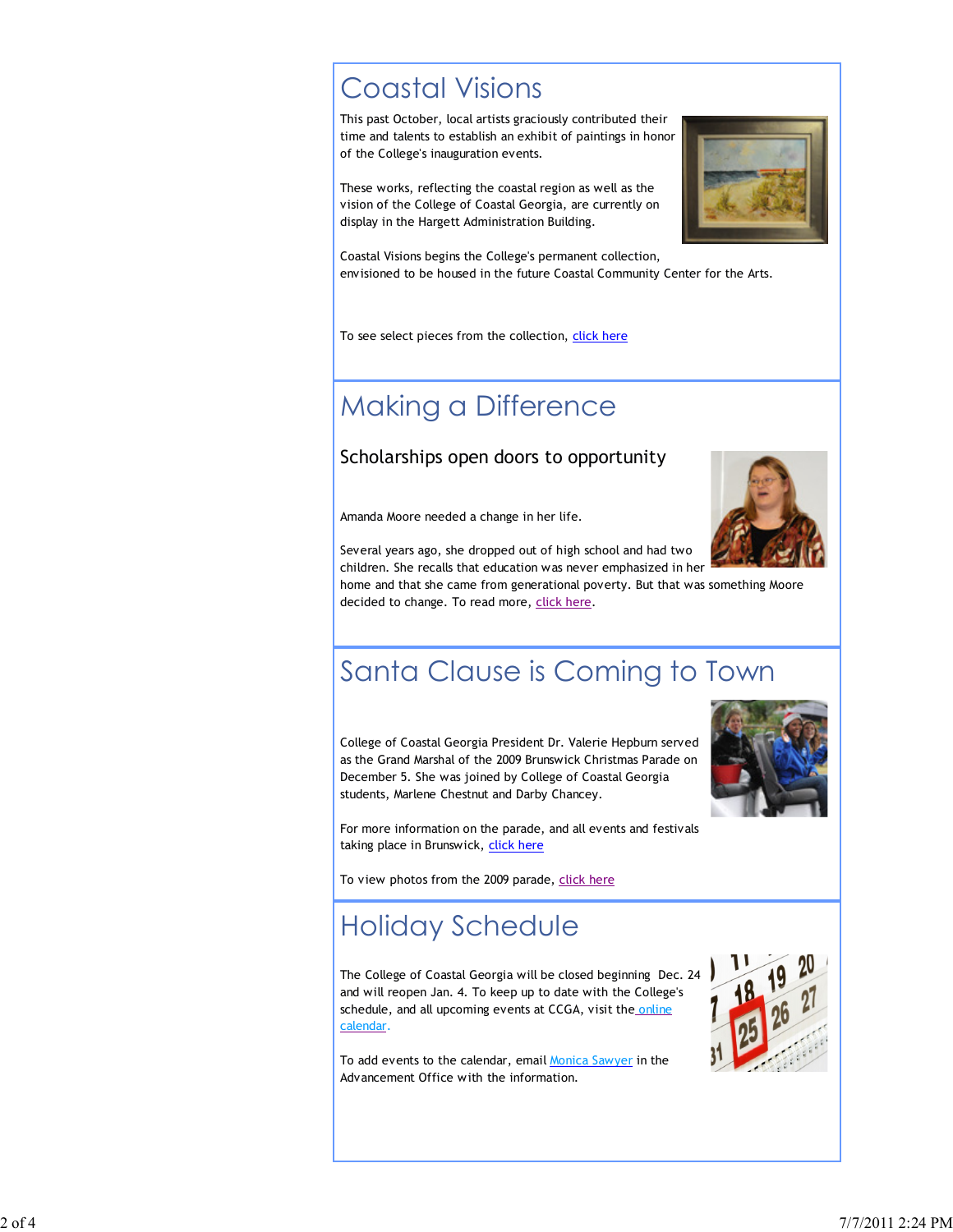# Coastal Visions

This past October, local artists graciously contributed their time and talents to establish an exhibit of paintings in honor of the College's inauguration events.

These works, reflecting the coastal region as well as the vision of the College of Coastal Georgia, are currently on display in the Hargett Administration Building.

Coastal Visions begins the College's permanent collection, envisioned to be housed in the future Coastal Community Center for the Arts.

To see select pieces from the collection, click here

# Making a Difference

## Scholarships open doors to opportunity

Amanda Moore needed a change in her life.

Several years ago, she dropped out of high school and had two children. She recalls that education was never emphasized in her home and that she came from generational poverty. But that was something Moore decided to change. To read more, click here.

# Santa Clause is Coming to Town

College of Coastal Georgia President Dr. Valerie Hepburn served as the Grand Marshal of the 2009 Brunswick Christmas Parade on December 5. She was joined by College of Coastal Georgia students, Marlene Chestnut and Darby Chancey.

For more information on the parade, and all events and festivals taking place in Brunswick, click here

To view photos from the 2009 parade, click here

# Holiday Schedule

The College of Coastal Georgia will be closed beginning Dec. 24 and will reopen Jan. 4. To keep up to date with the College's schedule, and all upcoming events at CCGA, visit the online calendar.

To add events to the calendar, email Monica Sawyer in the Advancement Office with the information.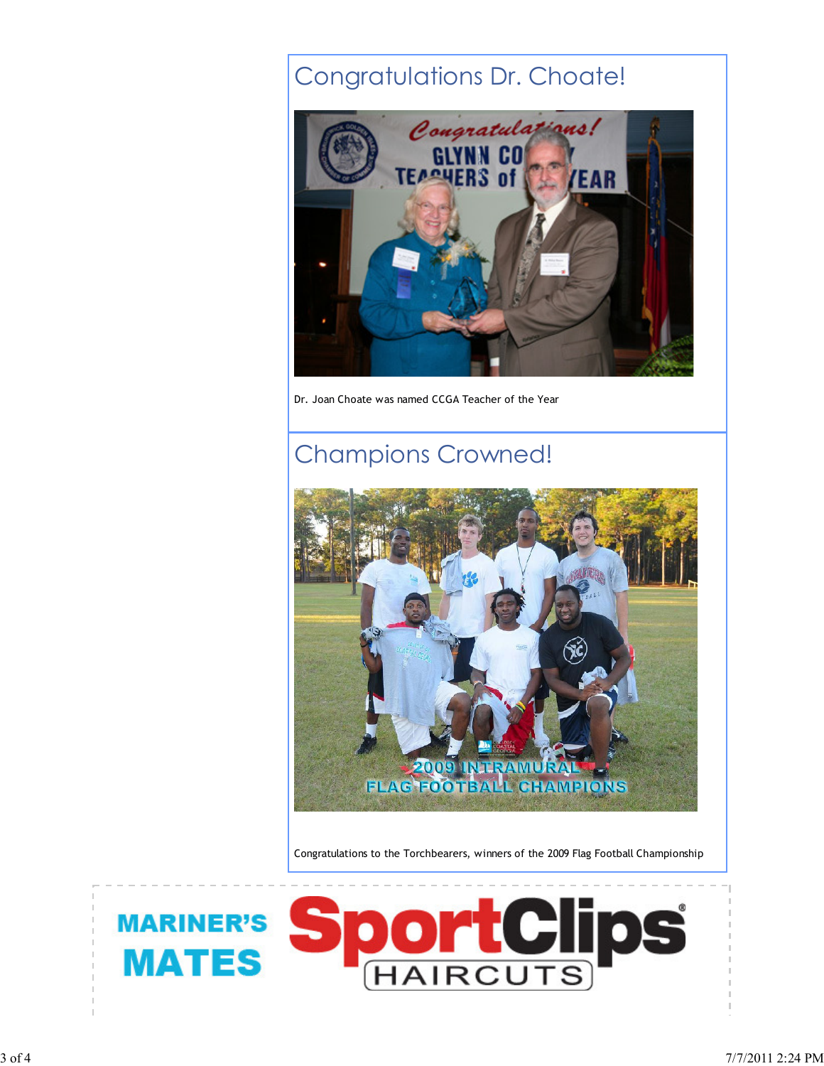## Congratulations Dr. Choate!

Dr. Joan Choate was named CCGA Teacher of the Year

## Champions Crowned!

Congratulations to the Torchbearers, winners of the 2009 Flag Football Championship

MARINER'S MATES

SportClips HAIRCUTS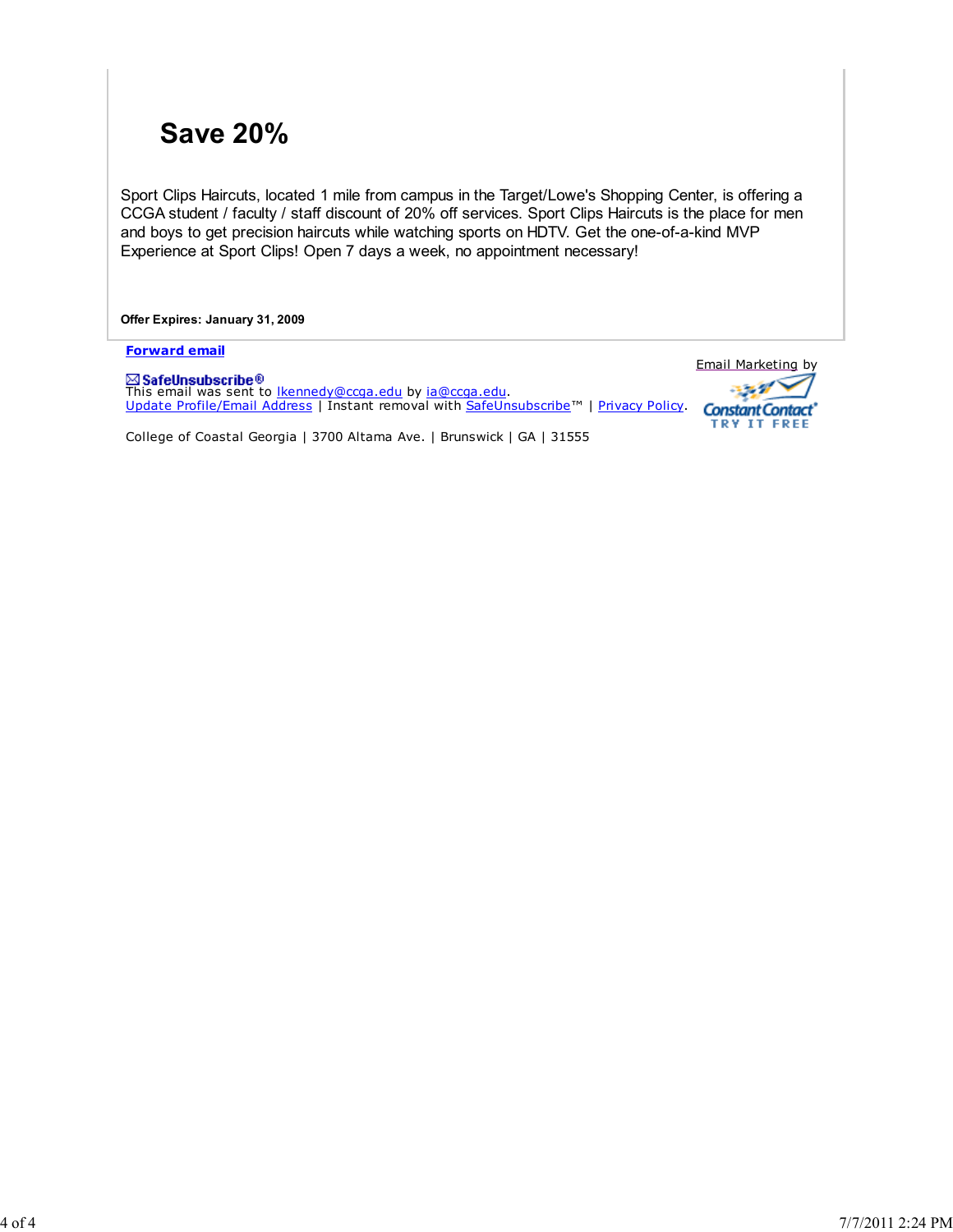# Save 20%

Sport Clips Haircuts, located 1 mile from campus in the Target/Lowe's Shopping Center, is offering a CCGA student / faculty / staff discount of 20% off services. Sport Clips Haircuts is the place for men and boys to get precision haircuts while watching sports on HDTV. Get the one-of-a-kind MVP Experience at Sport Clips! Open 7 days a week, no appointment necessary!

**Offer Expires: January 31, 2009**

**Forward email**

Email Marketing by

SafeUnsubscribe®
This email was sent to lkennedy@ccga.edu by ia@ccga.edu.
Update Profile/Email Address | Instant removal with SafeUnsubscribe™ | Privacy Policy.

Constant Contact TRY IT FREE

College of Coastal Georgia | 3700 Altama Ave. | Brunswick | GA | 31555